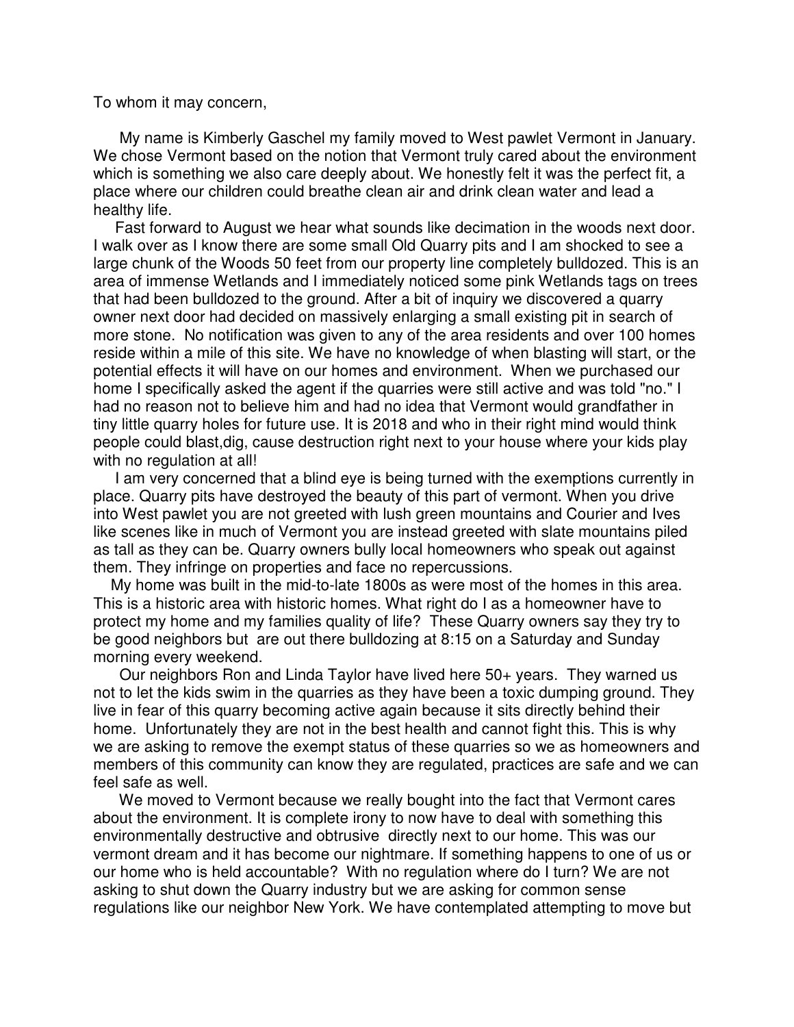To whom it may concern,

My name is Kimberly Gaschel my family moved to West pawlet Vermont in January. We chose Vermont based on the notion that Vermont truly cared about the environment which is something we also care deeply about. We honestly felt it was the perfect fit, a place where our children could breathe clean air and drink clean water and lead a healthy life.

Fast forward to August we hear what sounds like decimation in the woods next door. I walk over as I know there are some small Old Quarry pits and I am shocked to see a large chunk of the Woods 50 feet from our property line completely bulldozed. This is an area of immense Wetlands and I immediately noticed some pink Wetlands tags on trees that had been bulldozed to the ground. After a bit of inquiry we discovered a quarry owner next door had decided on massively enlarging a small existing pit in search of more stone. No notification was given to any of the area residents and over 100 homes reside within a mile of this site. We have no knowledge of when blasting will start, or the potential effects it will have on our homes and environment. When we purchased our home I specifically asked the agent if the quarries were still active and was told "no." I had no reason not to believe him and had no idea that Vermont would grandfather in tiny little quarry holes for future use. It is 2018 and who in their right mind would think people could blast,dig, cause destruction right next to your house where your kids play with no regulation at all!

I am very concerned that a blind eye is being turned with the exemptions currently in place. Quarry pits have destroyed the beauty of this part of vermont. When you drive into West pawlet you are not greeted with lush green mountains and Courier and Ives like scenes like in much of Vermont you are instead greeted with slate mountains piled as tall as they can be. Quarry owners bully local homeowners who speak out against them. They infringe on properties and face no repercussions.

My home was built in the mid-to-late 1800s as were most of the homes in this area. This is a historic area with historic homes. What right do I as a homeowner have to protect my home and my families quality of life? These Quarry owners say they try to be good neighbors but are out there bulldozing at 8:15 on a Saturday and Sunday morning every weekend.

Our neighbors Ron and Linda Taylor have lived here 50+ years. They warned us not to let the kids swim in the quarries as they have been a toxic dumping ground. They live in fear of this quarry becoming active again because it sits directly behind their home. Unfortunately they are not in the best health and cannot fight this. This is why we are asking to remove the exempt status of these quarries so we as homeowners and members of this community can know they are regulated, practices are safe and we can feel safe as well.

We moved to Vermont because we really bought into the fact that Vermont cares about the environment. It is complete irony to now have to deal with something this environmentally destructive and obtrusive directly next to our home. This was our vermont dream and it has become our nightmare. If something happens to one of us or our home who is held accountable? With no regulation where do I turn? We are not asking to shut down the Quarry industry but we are asking for common sense regulations like our neighbor New York. We have contemplated attempting to move but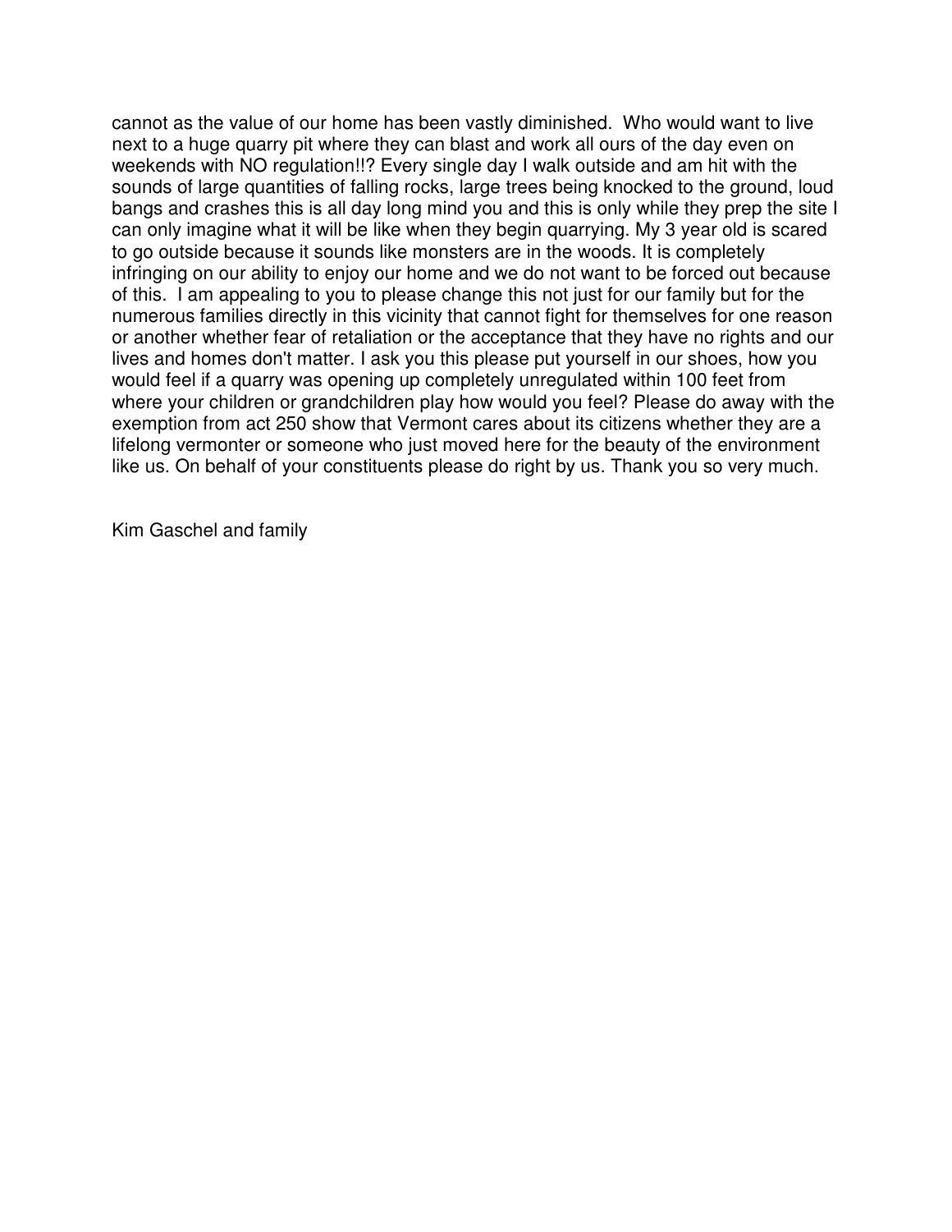cannot as the value of our home has been vastly diminished. Who would want to live next to a huge quarry pit where they can blast and work all ours of the day even on weekends with NO regulation!!? Every single day I walk outside and am hit with the sounds of large quantities of falling rocks, large trees being knocked to the ground, loud bangs and crashes this is all day long mind you and this is only while they prep the site I can only imagine what it will be like when they begin quarrying. My 3 year old is scared to go outside because it sounds like monsters are in the woods. It is completely infringing on our ability to enjoy our home and we do not want to be forced out because of this. I am appealing to you to please change this not just for our family but for the numerous families directly in this vicinity that cannot fight for themselves for one reason or another whether fear of retaliation or the acceptance that they have no rights and our lives and homes don't matter. I ask you this please put yourself in our shoes, how you would feel if a quarry was opening up completely unregulated within 100 feet from where your children or grandchildren play how would you feel? Please do away with the exemption from act 250 show that Vermont cares about its citizens whether they are a lifelong vermonter or someone who just moved here for the beauty of the environment like us. On behalf of your constituents please do right by us. Thank you so very much.

Kim Gaschel and family